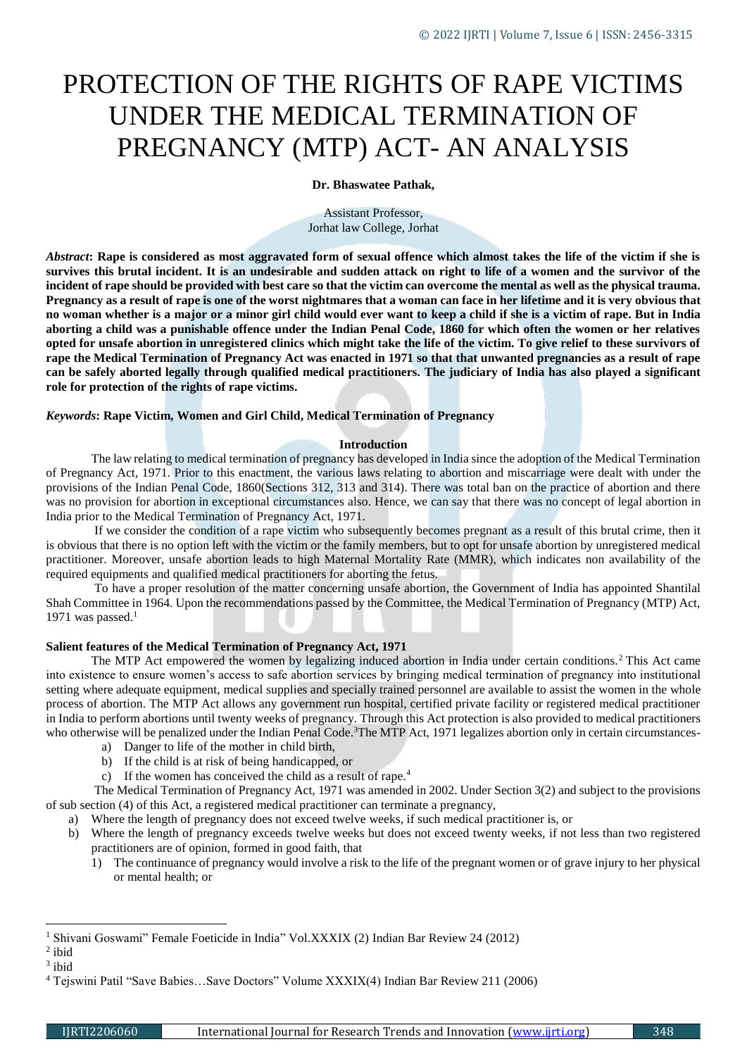# PROTECTION OF THE RIGHTS OF RAPE VICTIMS UNDER THE MEDICAL TERMINATION OF PREGNANCY (MTP) ACT- AN ANALYSIS

**Dr. Bhaswatee Pathak,**

Assistant Professor,
Jorhat law College, Jorhat

***Abstract*: Rape is considered as most aggravated form of sexual offence which almost takes the life of the victim if she is survives this brutal incident. It is an undesirable and sudden attack on right to life of a women and the survivor of the incident of rape should be provided with best care so that the victim can overcome the mental as well as the physical trauma. Pregnancy as a result of rape is one of the worst nightmares that a woman can face in her lifetime and it is very obvious that no woman whether is a major or a minor girl child would ever want to keep a child if she is a victim of rape. But in India aborting a child was a punishable offence under the Indian Penal Code, 1860 for which often the women or her relatives opted for unsafe abortion in unregistered clinics which might take the life of the victim. To give relief to these survivors of rape the Medical Termination of Pregnancy Act was enacted in 1971 so that that unwanted pregnancies as a result of rape can be safely aborted legally through qualified medical practitioners. The judiciary of India has also played a significant role for protection of the rights of rape victims.**

***Keywords*: Rape Victim, Women and Girl Child, Medical Termination of Pregnancy**

## Introduction

The law relating to medical termination of pregnancy has developed in India since the adoption of the Medical Termination of Pregnancy Act, 1971. Prior to this enactment, the various laws relating to abortion and miscarriage were dealt with under the provisions of the Indian Penal Code, 1860(Sections 312, 313 and 314). There was total ban on the practice of abortion and there was no provision for abortion in exceptional circumstances also. Hence, we can say that there was no concept of legal abortion in India prior to the Medical Termination of Pregnancy Act, 1971.

If we consider the condition of a rape victim who subsequently becomes pregnant as a result of this brutal crime, then it is obvious that there is no option left with the victim or the family members, but to opt for unsafe abortion by unregistered medical practitioner. Moreover, unsafe abortion leads to high Maternal Mortality Rate (MMR), which indicates non availability of the required equipments and qualified medical practitioners for aborting the fetus.

To have a proper resolution of the matter concerning unsafe abortion, the Government of India has appointed Shantilal Shah Committee in 1964. Upon the recommendations passed by the Committee, the Medical Termination of Pregnancy (MTP) Act, 1971 was passed.[1]

### Salient features of the Medical Termination of Pregnancy Act, 1971

The MTP Act empowered the women by legalizing induced abortion in India under certain conditions.[2] This Act came into existence to ensure women's access to safe abortion services by bringing medical termination of pregnancy into institutional setting where adequate equipment, medical supplies and specially trained personnel are available to assist the women in the whole process of abortion. The MTP Act allows any government run hospital, certified private facility or registered medical practitioner in India to perform abortions until twenty weeks of pregnancy. Through this Act protection is also provided to medical practitioners who otherwise will be penalized under the Indian Penal Code.[3]The MTP Act, 1971 legalizes abortion only in certain circumstances-

a) Danger to life of the mother in child birth,
b) If the child is at risk of being handicapped, or
c) If the women has conceived the child as a result of rape.[4]

The Medical Termination of Pregnancy Act, 1971 was amended in 2002. Under Section 3(2) and subject to the provisions of sub section (4) of this Act, a registered medical practitioner can terminate a pregnancy,

a) Where the length of pregnancy does not exceed twelve weeks, if such medical practitioner is, or
b) Where the length of pregnancy exceeds twelve weeks but does not exceed twenty weeks, if not less than two registered practitioners are of opinion, formed in good faith, that
   1) The continuance of pregnancy would involve a risk to the life of the pregnant women or of grave injury to her physical or mental health; or

---

[1] Shivani Goswami" Female Foeticide in India" Vol.XXXIX (2) Indian Bar Review 24 (2012)

[2] ibid

[3] ibid

[4] Tejswini Patil "Save Babies…Save Doctors" Volume XXXIX(4) Indian Bar Review 211 (2006)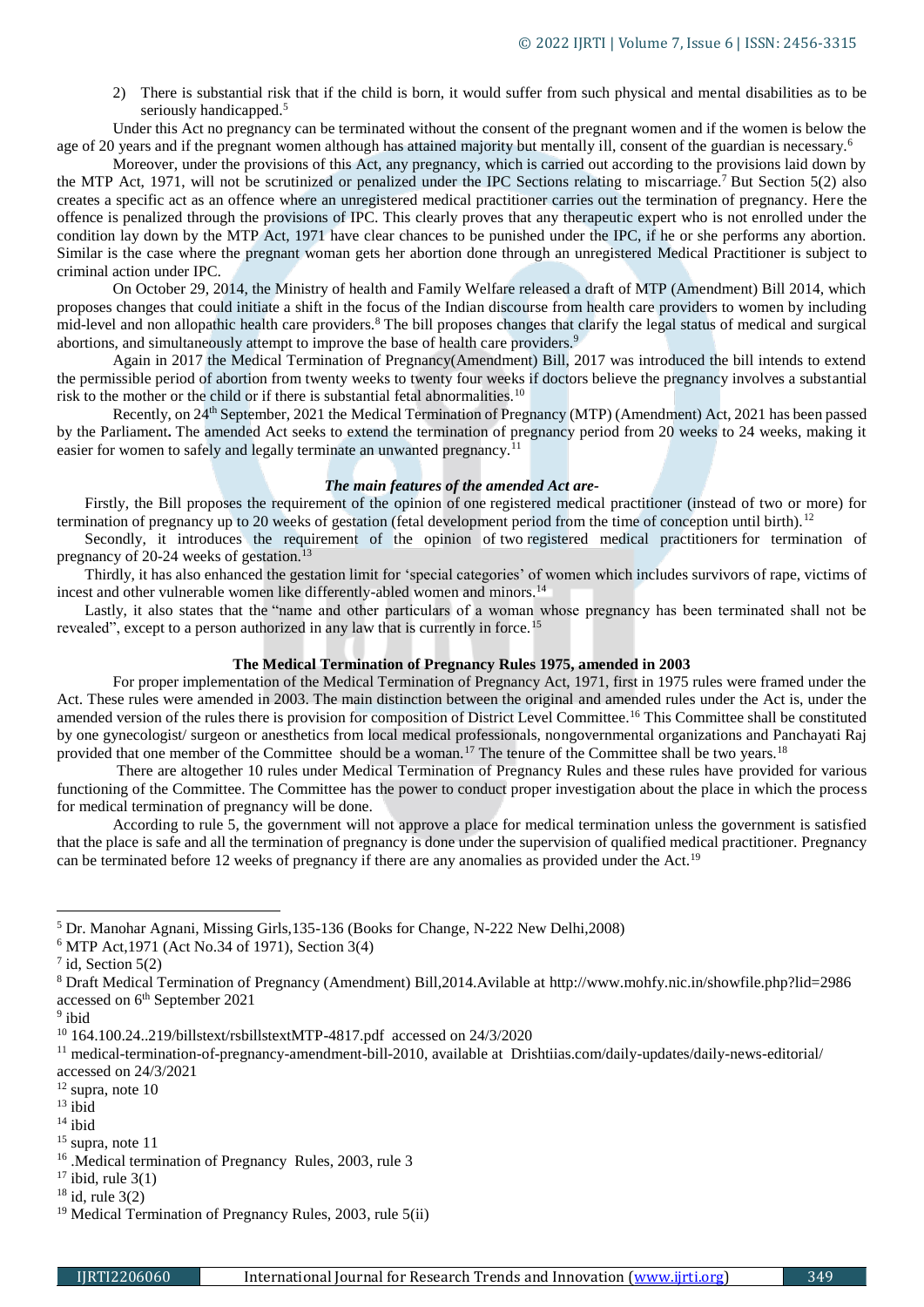2) There is substantial risk that if the child is born, it would suffer from such physical and mental disabilities as to be seriously handicapped.[5]

Under this Act no pregnancy can be terminated without the consent of the pregnant women and if the women is below the age of 20 years and if the pregnant women although has attained majority but mentally ill, consent of the guardian is necessary.[6]

Moreover, under the provisions of this Act, any pregnancy, which is carried out according to the provisions laid down by the MTP Act, 1971, will not be scrutinized or penalized under the IPC Sections relating to miscarriage.[7] But Section 5(2) also creates a specific act as an offence where an unregistered medical practitioner carries out the termination of pregnancy. Here the offence is penalized through the provisions of IPC. This clearly proves that any therapeutic expert who is not enrolled under the condition lay down by the MTP Act, 1971 have clear chances to be punished under the IPC, if he or she performs any abortion. Similar is the case where the pregnant woman gets her abortion done through an unregistered Medical Practitioner is subject to criminal action under IPC.

On October 29, 2014, the Ministry of health and Family Welfare released a draft of MTP (Amendment) Bill 2014, which proposes changes that could initiate a shift in the focus of the Indian discourse from health care providers to women by including mid-level and non allopathic health care providers.[8] The bill proposes changes that clarify the legal status of medical and surgical abortions, and simultaneously attempt to improve the base of health care providers.[9]

Again in 2017 the Medical Termination of Pregnancy(Amendment) Bill, 2017 was introduced the bill intends to extend the permissible period of abortion from twenty weeks to twenty four weeks if doctors believe the pregnancy involves a substantial risk to the mother or the child or if there is substantial fetal abnormalities.[10]

Recently, on 24th September, 2021 the Medical Termination of Pregnancy (MTP) (Amendment) Act, 2021 has been passed by the Parliament**.** The amended Act seeks to extend the termination of pregnancy period from 20 weeks to 24 weeks, making it easier for women to safely and legally terminate an unwanted pregnancy.[11]

***The main features of the amended Act are-***

Firstly, the Bill proposes the requirement of the opinion of one registered medical practitioner (instead of two or more) for termination of pregnancy up to 20 weeks of gestation (fetal development period from the time of conception until birth).[12]

Secondly, it introduces the requirement of the opinion of two registered medical practitioners for termination of pregnancy of 20-24 weeks of gestation.[13]

Thirdly, it has also enhanced the gestation limit for 'special categories' of women which includes survivors of rape, victims of incest and other vulnerable women like differently-abled women and minors.[14]

Lastly, it also states that the "name and other particulars of a woman whose pregnancy has been terminated shall not be revealed", except to a person authorized in any law that is currently in force.[15]

**The Medical Termination of Pregnancy Rules 1975, amended in 2003**

For proper implementation of the Medical Termination of Pregnancy Act, 1971, first in 1975 rules were framed under the Act. These rules were amended in 2003. The main distinction between the original and amended rules under the Act is, under the amended version of the rules there is provision for composition of District Level Committee.[16] This Committee shall be constituted by one gynecologist/ surgeon or anesthetics from local medical professionals, nongovernmental organizations and Panchayati Raj provided that one member of the Committee should be a woman.[17] The tenure of the Committee shall be two years.[18]

There are altogether 10 rules under Medical Termination of Pregnancy Rules and these rules have provided for various functioning of the Committee. The Committee has the power to conduct proper investigation about the place in which the process for medical termination of pregnancy will be done.

According to rule 5, the government will not approve a place for medical termination unless the government is satisfied that the place is safe and all the termination of pregnancy is done under the supervision of qualified medical practitioner. Pregnancy can be terminated before 12 weeks of pregnancy if there are any anomalies as provided under the Act.[19]

---

[5] Dr. Manohar Agnani, Missing Girls,135-136 (Books for Change, N-222 New Delhi,2008)

[6] MTP Act,1971 (Act No.34 of 1971), Section 3(4)

[7] id, Section 5(2)

[8] Draft Medical Termination of Pregnancy (Amendment) Bill,2014.Avilable at http://www.mohfy.nic.in/showfile.php?lid=2986 accessed on 6th September 2021

[9] ibid

[10] 164.100.24..219/billstext/rsbilltextMTP-4817.pdf accessed on 24/3/2020

[11] medical-termination-of-pregnancy-amendment-bill-2010, available at Drishtiias.com/daily-updates/daily-news-editorial/ accessed on 24/3/2021

[12] supra, note 10

[13] ibid

[14] ibid

[15] supra, note 11

[16] .Medical termination of Pregnancy Rules, 2003, rule 3

[17] ibid, rule 3(1)

[18] id, rule 3(2)

[19] Medical Termination of Pregnancy Rules, 2003, rule 5(ii)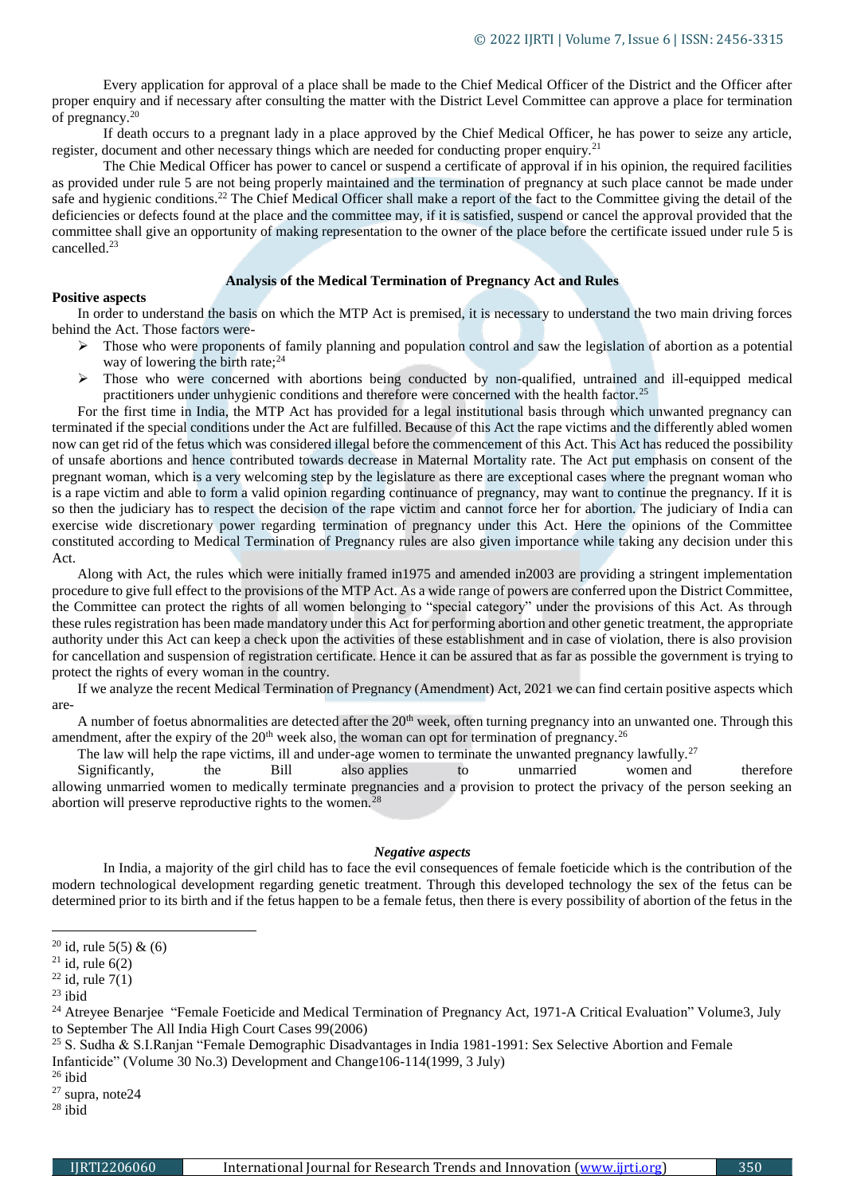Every application for approval of a place shall be made to the Chief Medical Officer of the District and the Officer after proper enquiry and if necessary after consulting the matter with the District Level Committee can approve a place for termination of pregnancy.[20]

If death occurs to a pregnant lady in a place approved by the Chief Medical Officer, he has power to seize any article, register, document and other necessary things which are needed for conducting proper enquiry.[21]

The Chie Medical Officer has power to cancel or suspend a certificate of approval if in his opinion, the required facilities as provided under rule 5 are not being properly maintained and the termination of pregnancy at such place cannot be made under safe and hygienic conditions.[22] The Chief Medical Officer shall make a report of the fact to the Committee giving the detail of the deficiencies or defects found at the place and the committee may, if it is satisfied, suspend or cancel the approval provided that the committee shall give an opportunity of making representation to the owner of the place before the certificate issued under rule 5 is cancelled.[23]

## Analysis of the Medical Termination of Pregnancy Act and Rules

**Positive aspects**

In order to understand the basis on which the MTP Act is premised, it is necessary to understand the two main driving forces behind the Act. Those factors were-

- Those who were proponents of family planning and population control and saw the legislation of abortion as a potential way of lowering the birth rate;[24]
- Those who were concerned with abortions being conducted by non-qualified, untrained and ill-equipped medical practitioners under unhygienic conditions and therefore were concerned with the health factor.[25]

For the first time in India, the MTP Act has provided for a legal institutional basis through which unwanted pregnancy can terminated if the special conditions under the Act are fulfilled. Because of this Act the rape victims and the differently abled women now can get rid of the fetus which was considered illegal before the commencement of this Act. This Act has reduced the possibility of unsafe abortions and hence contributed towards decrease in Maternal Mortality rate. The Act put emphasis on consent of the pregnant woman, which is a very welcoming step by the legislature as there are exceptional cases where the pregnant woman who is a rape victim and able to form a valid opinion regarding continuance of pregnancy, may want to continue the pregnancy. If it is so then the judiciary has to respect the decision of the rape victim and cannot force her for abortion. The judiciary of India can exercise wide discretionary power regarding termination of pregnancy under this Act. Here the opinions of the Committee constituted according to Medical Termination of Pregnancy rules are also given importance while taking any decision under this Act.

Along with Act, the rules which were initially framed in1975 and amended in2003 are providing a stringent implementation procedure to give full effect to the provisions of the MTP Act. As a wide range of powers are conferred upon the District Committee, the Committee can protect the rights of all women belonging to "special category" under the provisions of this Act. As through these rules registration has been made mandatory under this Act for performing abortion and other genetic treatment, the appropriate authority under this Act can keep a check upon the activities of these establishment and in case of violation, there is also provision for cancellation and suspension of registration certificate. Hence it can be assured that as far as possible the government is trying to protect the rights of every woman in the country.

If we analyze the recent Medical Termination of Pregnancy (Amendment) Act, 2021 we can find certain positive aspects which are-

A number of foetus abnormalities are detected after the 20th week, often turning pregnancy into an unwanted one. Through this amendment, after the expiry of the 20th week also, the woman can opt for termination of pregnancy.[26]

The law will help the rape victims, ill and under-age women to terminate the unwanted pregnancy lawfully.[27]

Significantly, the Bill also applies to unmarried women and therefore allowing unmarried women to medically terminate pregnancies and a provision to protect the privacy of the person seeking an abortion will preserve reproductive rights to the women.[28]

***Negative aspects***

In India, a majority of the girl child has to face the evil consequences of female foeticide which is the contribution of the modern technological development regarding genetic treatment. Through this developed technology the sex of the fetus can be determined prior to its birth and if the fetus happen to be a female fetus, then there is every possibility of abortion of the fetus in the

---

[20] id, rule 5(5) & (6)

[21] id, rule 6(2)

[22] id, rule 7(1)

[23] ibid

[24] Atreyee Benarjee "Female Foeticide and Medical Termination of Pregnancy Act, 1971-A Critical Evaluation" Volume3, July to September The All India High Court Cases 99(2006)

[25] S. Sudha & S.I.Ranjan "Female Demographic Disadvantages in India 1981-1991: Sex Selective Abortion and Female Infanticide" (Volume 30 No.3) Development and Change106-114(1999, 3 July)

[26] ibid

[27] supra, note24

[28] ibid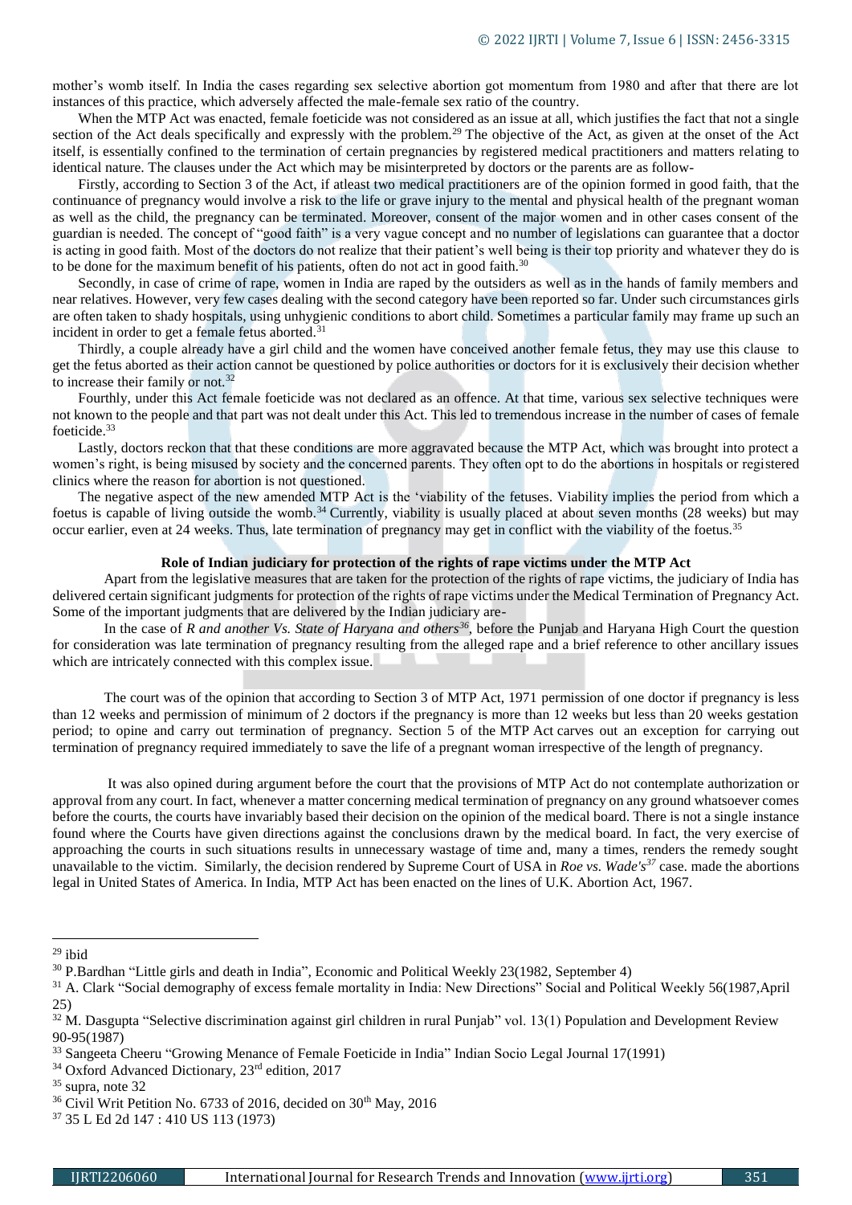mother's womb itself. In India the cases regarding sex selective abortion got momentum from 1980 and after that there are lot instances of this practice, which adversely affected the male-female sex ratio of the country.

When the MTP Act was enacted, female foeticide was not considered as an issue at all, which justifies the fact that not a single section of the Act deals specifically and expressly with the problem.[29] The objective of the Act, as given at the onset of the Act itself, is essentially confined to the termination of certain pregnancies by registered medical practitioners and matters relating to identical nature. The clauses under the Act which may be misinterpreted by doctors or the parents are as follow-

Firstly, according to Section 3 of the Act, if atleast two medical practitioners are of the opinion formed in good faith, that the continuance of pregnancy would involve a risk to the life or grave injury to the mental and physical health of the pregnant woman as well as the child, the pregnancy can be terminated. Moreover, consent of the major women and in other cases consent of the guardian is needed. The concept of "good faith" is a very vague concept and no number of legislations can guarantee that a doctor is acting in good faith. Most of the doctors do not realize that their patient's well being is their top priority and whatever they do is to be done for the maximum benefit of his patients, often do not act in good faith.[30]

Secondly, in case of crime of rape, women in India are raped by the outsiders as well as in the hands of family members and near relatives. However, very few cases dealing with the second category have been reported so far. Under such circumstances girls are often taken to shady hospitals, using unhygienic conditions to abort child. Sometimes a particular family may frame up such an incident in order to get a female fetus aborted.[31]

Thirdly, a couple already have a girl child and the women have conceived another female fetus, they may use this clause to get the fetus aborted as their action cannot be questioned by police authorities or doctors for it is exclusively their decision whether to increase their family or not.[32]

Fourthly, under this Act female foeticide was not declared as an offence. At that time, various sex selective techniques were not known to the people and that part was not dealt under this Act. This led to tremendous increase in the number of cases of female foeticide.[33]

Lastly, doctors reckon that that these conditions are more aggravated because the MTP Act, which was brought into protect a women's right, is being misused by society and the concerned parents. They often opt to do the abortions in hospitals or registered clinics where the reason for abortion is not questioned.

The negative aspect of the new amended MTP Act is the 'viability of the fetuses. Viability implies the period from which a foetus is capable of living outside the womb.[34] Currently, viability is usually placed at about seven months (28 weeks) but may occur earlier, even at 24 weeks. Thus, late termination of pregnancy may get in conflict with the viability of the foetus.[35]

**Role of Indian judiciary for protection of the rights of rape victims under the MTP Act**

Apart from the legislative measures that are taken for the protection of the rights of rape victims, the judiciary of India has delivered certain significant judgments for protection of the rights of rape victims under the Medical Termination of Pregnancy Act. Some of the important judgments that are delivered by the Indian judiciary are-

In the case of *R and another Vs. State of Haryana and others*[36], before the Punjab and Haryana High Court the question for consideration was late termination of pregnancy resulting from the alleged rape and a brief reference to other ancillary issues which are intricately connected with this complex issue.

The court was of the opinion that according to Section 3 of MTP Act, 1971 permission of one doctor if pregnancy is less than 12 weeks and permission of minimum of 2 doctors if the pregnancy is more than 12 weeks but less than 20 weeks gestation period; to opine and carry out termination of pregnancy. Section 5 of the MTP Act carves out an exception for carrying out termination of pregnancy required immediately to save the life of a pregnant woman irrespective of the length of pregnancy.

It was also opined during argument before the court that the provisions of MTP Act do not contemplate authorization or approval from any court. In fact, whenever a matter concerning medical termination of pregnancy on any ground whatsoever comes before the courts, the courts have invariably based their decision on the opinion of the medical board. There is not a single instance found where the Courts have given directions against the conclusions drawn by the medical board. In fact, the very exercise of approaching the courts in such situations results in unnecessary wastage of time and, many a times, renders the remedy sought unavailable to the victim. Similarly, the decision rendered by Supreme Court of USA in *Roe vs. Wade's*[37] case. made the abortions legal in United States of America. In India, MTP Act has been enacted on the lines of U.K. Abortion Act, 1967.

---

[29] ibid

[30] P.Bardhan "Little girls and death in India", Economic and Political Weekly 23(1982, September 4)

[31] A. Clark "Social demography of excess female mortality in India: New Directions" Social and Political Weekly 56(1987,April 25)

[32] M. Dasgupta "Selective discrimination against girl children in rural Punjab" vol. 13(1) Population and Development Review 90-95(1987)

[33] Sangeeta Cheeru "Growing Menance of Female Foeticide in India" Indian Socio Legal Journal 17(1991)

[34] Oxford Advanced Dictionary, 23rd edition, 2017

[35] supra, note 32

[36] Civil Writ Petition No. 6733 of 2016, decided on 30th May, 2016

[37] 35 L Ed 2d 147 : 410 US 113 (1973)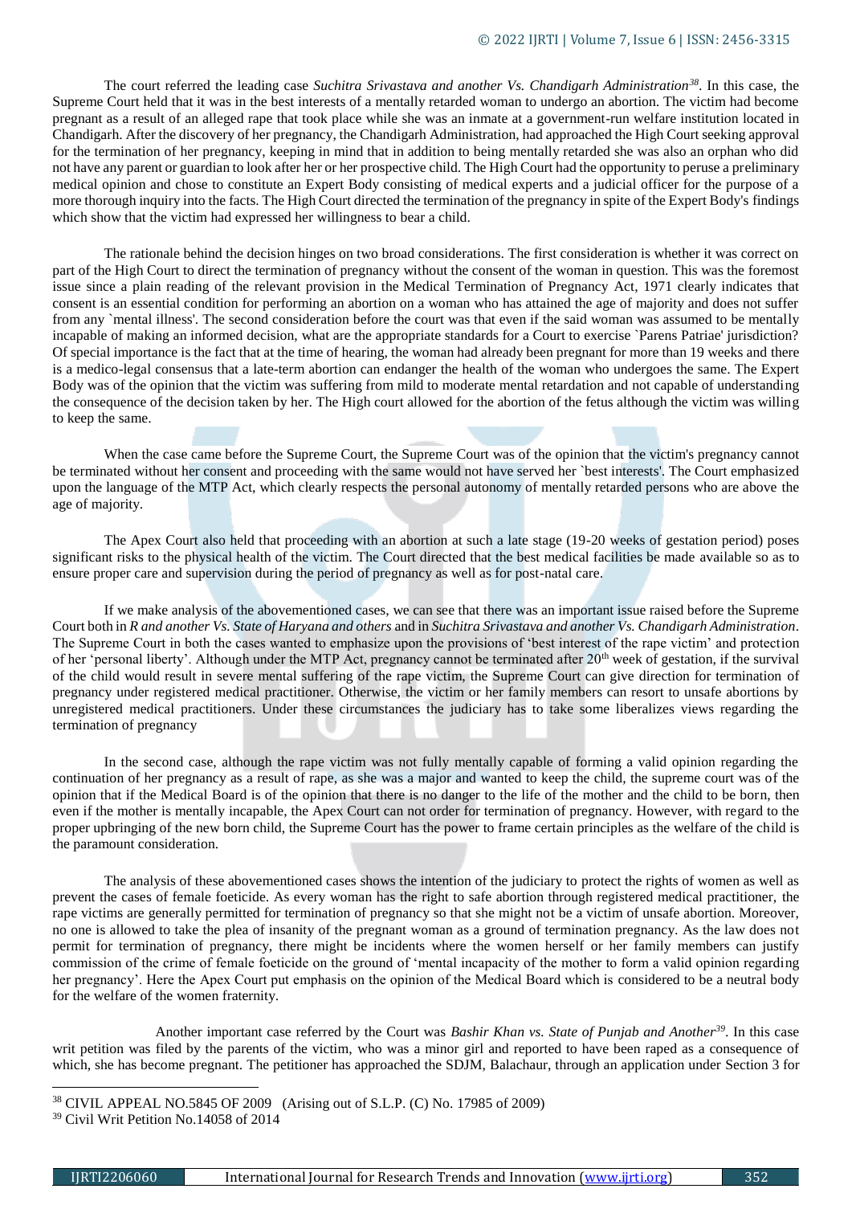The court referred the leading case *Suchitra Srivastava and another Vs. Chandigarh Administration*[38]. In this case, the Supreme Court held that it was in the best interests of a mentally retarded woman to undergo an abortion. The victim had become pregnant as a result of an alleged rape that took place while she was an inmate at a government-run welfare institution located in Chandigarh. After the discovery of her pregnancy, the Chandigarh Administration, had approached the High Court seeking approval for the termination of her pregnancy, keeping in mind that in addition to being mentally retarded she was also an orphan who did not have any parent or guardian to look after her or her prospective child. The High Court had the opportunity to peruse a preliminary medical opinion and chose to constitute an Expert Body consisting of medical experts and a judicial officer for the purpose of a more thorough inquiry into the facts. The High Court directed the termination of the pregnancy in spite of the Expert Body's findings which show that the victim had expressed her willingness to bear a child.

The rationale behind the decision hinges on two broad considerations. The first consideration is whether it was correct on part of the High Court to direct the termination of pregnancy without the consent of the woman in question. This was the foremost issue since a plain reading of the relevant provision in the Medical Termination of Pregnancy Act, 1971 clearly indicates that consent is an essential condition for performing an abortion on a woman who has attained the age of majority and does not suffer from any `mental illness'. The second consideration before the court was that even if the said woman was assumed to be mentally incapable of making an informed decision, what are the appropriate standards for a Court to exercise `Parens Patriae' jurisdiction? Of special importance is the fact that at the time of hearing, the woman had already been pregnant for more than 19 weeks and there is a medico-legal consensus that a late-term abortion can endanger the health of the woman who undergoes the same. The Expert Body was of the opinion that the victim was suffering from mild to moderate mental retardation and not capable of understanding the consequence of the decision taken by her. The High court allowed for the abortion of the fetus although the victim was willing to keep the same.

When the case came before the Supreme Court, the Supreme Court was of the opinion that the victim's pregnancy cannot be terminated without her consent and proceeding with the same would not have served her `best interests'. The Court emphasized upon the language of the MTP Act, which clearly respects the personal autonomy of mentally retarded persons who are above the age of majority.

The Apex Court also held that proceeding with an abortion at such a late stage (19-20 weeks of gestation period) poses significant risks to the physical health of the victim. The Court directed that the best medical facilities be made available so as to ensure proper care and supervision during the period of pregnancy as well as for post-natal care.

If we make analysis of the abovementioned cases, we can see that there was an important issue raised before the Supreme Court both in *R and another Vs. State of Haryana and others* and in *Suchitra Srivastava and another Vs. Chandigarh Administration*. The Supreme Court in both the cases wanted to emphasize upon the provisions of 'best interest of the rape victim' and protection of her 'personal liberty'. Although under the MTP Act, pregnancy cannot be terminated after 20th week of gestation, if the survival of the child would result in severe mental suffering of the rape victim, the Supreme Court can give direction for termination of pregnancy under registered medical practitioner. Otherwise, the victim or her family members can resort to unsafe abortions by unregistered medical practitioners. Under these circumstances the judiciary has to take some liberalizes views regarding the termination of pregnancy

In the second case, although the rape victim was not fully mentally capable of forming a valid opinion regarding the continuation of her pregnancy as a result of rape, as she was a major and wanted to keep the child, the supreme court was of the opinion that if the Medical Board is of the opinion that there is no danger to the life of the mother and the child to be born, then even if the mother is mentally incapable, the Apex Court can not order for termination of pregnancy. However, with regard to the proper upbringing of the new born child, the Supreme Court has the power to frame certain principles as the welfare of the child is the paramount consideration.

The analysis of these abovementioned cases shows the intention of the judiciary to protect the rights of women as well as prevent the cases of female foeticide. As every woman has the right to safe abortion through registered medical practitioner, the rape victims are generally permitted for termination of pregnancy so that she might not be a victim of unsafe abortion. Moreover, no one is allowed to take the plea of insanity of the pregnant woman as a ground of termination pregnancy. As the law does not permit for termination of pregnancy, there might be incidents where the women herself or her family members can justify commission of the crime of female foeticide on the ground of 'mental incapacity of the mother to form a valid opinion regarding her pregnancy'. Here the Apex Court put emphasis on the opinion of the Medical Board which is considered to be a neutral body for the welfare of the women fraternity.

Another important case referred by the Court was *Bashir Khan vs. State of Punjab and Another*[39]. In this case writ petition was filed by the parents of the victim, who was a minor girl and reported to have been raped as a consequence of which, she has become pregnant. The petitioner has approached the SDJM, Balachaur, through an application under Section 3 for

---

[38] CIVIL APPEAL NO.5845 OF 2009 (Arising out of S.L.P. (C) No. 17985 of 2009)

[39] Civil Writ Petition No.14058 of 2014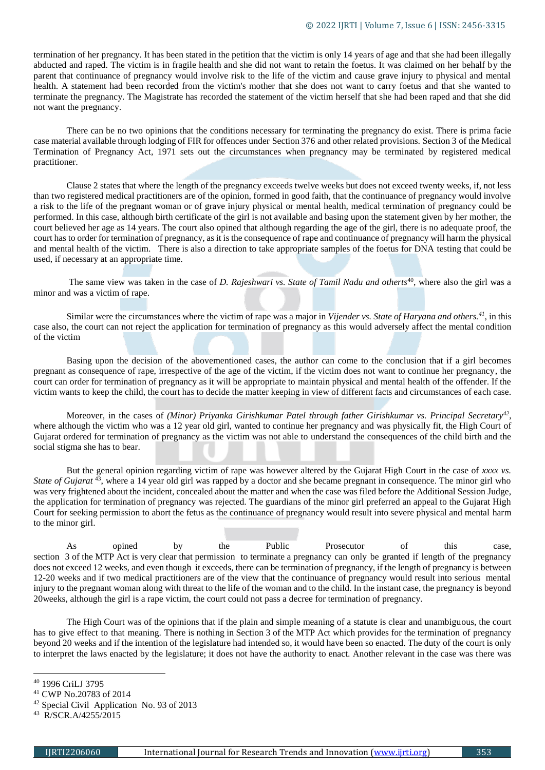termination of her pregnancy. It has been stated in the petition that the victim is only 14 years of age and that she had been illegally abducted and raped. The victim is in fragile health and she did not want to retain the foetus. It was claimed on her behalf by the parent that continuance of pregnancy would involve risk to the life of the victim and cause grave injury to physical and mental health. A statement had been recorded from the victim's mother that she does not want to carry foetus and that she wanted to terminate the pregnancy. The Magistrate has recorded the statement of the victim herself that she had been raped and that she did not want the pregnancy.

There can be no two opinions that the conditions necessary for terminating the pregnancy do exist. There is prima facie case material available through lodging of FIR for offences under Section 376 and other related provisions. Section 3 of the Medical Termination of Pregnancy Act, 1971 sets out the circumstances when pregnancy may be terminated by registered medical practitioner.

Clause 2 states that where the length of the pregnancy exceeds twelve weeks but does not exceed twenty weeks, if, not less than two registered medical practitioners are of the opinion, formed in good faith, that the continuance of pregnancy would involve a risk to the life of the pregnant woman or of grave injury physical or mental health, medical termination of pregnancy could be performed. In this case, although birth certificate of the girl is not available and basing upon the statement given by her mother, the court believed her age as 14 years. The court also opined that although regarding the age of the girl, there is no adequate proof, the court has to order for termination of pregnancy, as it is the consequence of rape and continuance of pregnancy will harm the physical and mental health of the victim. There is also a direction to take appropriate samples of the foetus for DNA testing that could be used, if necessary at an appropriate time.

The same view was taken in the case of *D. Rajeshwari vs. State of Tamil Nadu and otherts*[40], where also the girl was a minor and was a victim of rape.

Similar were the circumstances where the victim of rape was a major in *Vijender vs. State of Haryana and others.*[41], in this case also, the court can not reject the application for termination of pregnancy as this would adversely affect the mental condition of the victim

Basing upon the decision of the abovementioned cases, the author can come to the conclusion that if a girl becomes pregnant as consequence of rape, irrespective of the age of the victim, if the victim does not want to continue her pregnancy, the court can order for termination of pregnancy as it will be appropriate to maintain physical and mental health of the offender. If the victim wants to keep the child, the court has to decide the matter keeping in view of different facts and circumstances of each case.

Moreover, in the cases of *(Minor) Priyanka Girishkumar Patel through father Girishkumar vs. Principal Secretary*[42], where although the victim who was a 12 year old girl, wanted to continue her pregnancy and was physically fit, the High Court of Gujarat ordered for termination of pregnancy as the victim was not able to understand the consequences of the child birth and the social stigma she has to bear.

But the general opinion regarding victim of rape was however altered by the Gujarat High Court in the case of *xxxx vs. State of Gujarat*[43], where a 14 year old girl was rapped by a doctor and she became pregnant in consequence. The minor girl who was very frightened about the incident, concealed about the matter and when the case was filed before the Additional Session Judge, the application for termination of pregnancy was rejected. The guardians of the minor girl preferred an appeal to the Gujarat High Court for seeking permission to abort the fetus as the continuance of pregnancy would result into severe physical and mental harm to the minor girl.

As opined by the Public Prosecutor of this case, section 3 of the MTP Act is very clear that permission to terminate a pregnancy can only be granted if length of the pregnancy does not exceed 12 weeks, and even though it exceeds, there can be termination of pregnancy, if the length of pregnancy is between 12-20 weeks and if two medical practitioners are of the view that the continuance of pregnancy would result into serious mental injury to the pregnant woman along with threat to the life of the woman and to the child. In the instant case, the pregnancy is beyond 20weeks, although the girl is a rape victim, the court could not pass a decree for termination of pregnancy.

The High Court was of the opinions that if the plain and simple meaning of a statute is clear and unambiguous, the court has to give effect to that meaning. There is nothing in Section 3 of the MTP Act which provides for the termination of pregnancy beyond 20 weeks and if the intention of the legislature had intended so, it would have been so enacted. The duty of the court is only to interpret the laws enacted by the legislature; it does not have the authority to enact. Another relevant in the case was there was

---

[40] 1996 CriLJ 3795

[41] CWP No.20783 of 2014

[42] Special Civil Application No. 93 of 2013

[43] R/SCR.A/4255/2015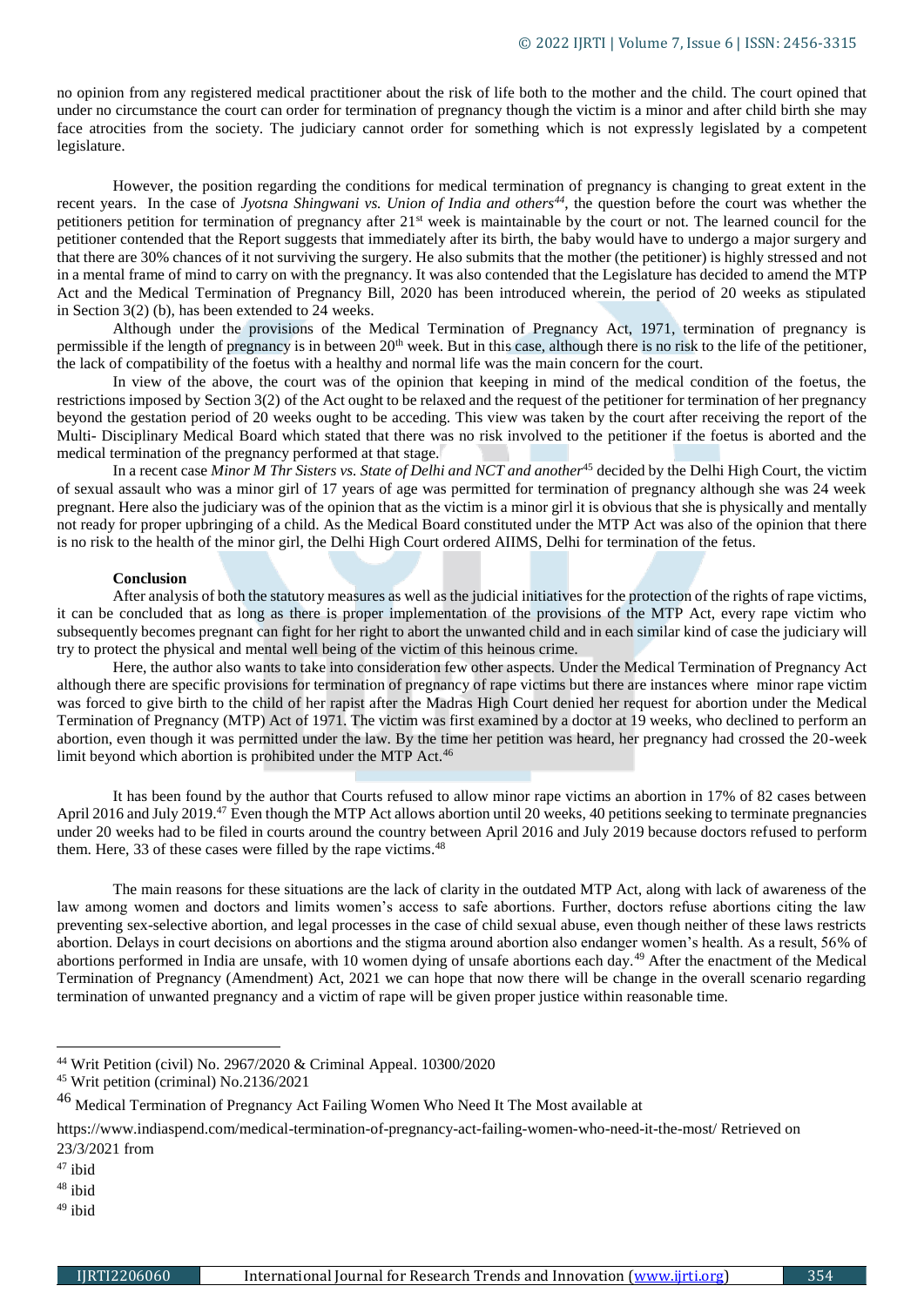no opinion from any registered medical practitioner about the risk of life both to the mother and the child. The court opined that under no circumstance the court can order for termination of pregnancy though the victim is a minor and after child birth she may face atrocities from the society. The judiciary cannot order for something which is not expressly legislated by a competent legislature.

However, the position regarding the conditions for medical termination of pregnancy is changing to great extent in the recent years. In the case of *Jyotsna Shingwani vs. Union of India and others*[44], the question before the court was whether the petitioners petition for termination of pregnancy after 21st week is maintainable by the court or not. The learned council for the petitioner contended that the Report suggests that immediately after its birth, the baby would have to undergo a major surgery and that there are 30% chances of it not surviving the surgery. He also submits that the mother (the petitioner) is highly stressed and not in a mental frame of mind to carry on with the pregnancy. It was also contended that the Legislature has decided to amend the MTP Act and the Medical Termination of Pregnancy Bill, 2020 has been introduced wherein, the period of 20 weeks as stipulated in Section 3(2) (b), has been extended to 24 weeks.

Although under the provisions of the Medical Termination of Pregnancy Act, 1971, termination of pregnancy is permissible if the length of pregnancy is in between 20th week. But in this case, although there is no risk to the life of the petitioner, the lack of compatibility of the foetus with a healthy and normal life was the main concern for the court.

In view of the above, the court was of the opinion that keeping in mind of the medical condition of the foetus, the restrictions imposed by Section 3(2) of the Act ought to be relaxed and the request of the petitioner for termination of her pregnancy beyond the gestation period of 20 weeks ought to be acceding. This view was taken by the court after receiving the report of the Multi- Disciplinary Medical Board which stated that there was no risk involved to the petitioner if the foetus is aborted and the medical termination of the pregnancy performed at that stage.

In a recent case *Minor M Thr Sisters vs. State of Delhi and NCT and another*[45] decided by the Delhi High Court, the victim of sexual assault who was a minor girl of 17 years of age was permitted for termination of pregnancy although she was 24 week pregnant. Here also the judiciary was of the opinion that as the victim is a minor girl it is obvious that she is physically and mentally not ready for proper upbringing of a child. As the Medical Board constituted under the MTP Act was also of the opinion that there is no risk to the health of the minor girl, the Delhi High Court ordered AIIMS, Delhi for termination of the fetus.

**Conclusion**

After analysis of both the statutory measures as well as the judicial initiatives for the protection of the rights of rape victims, it can be concluded that as long as there is proper implementation of the provisions of the MTP Act, every rape victim who subsequently becomes pregnant can fight for her right to abort the unwanted child and in each similar kind of case the judiciary will try to protect the physical and mental well being of the victim of this heinous crime.

Here, the author also wants to take into consideration few other aspects. Under the Medical Termination of Pregnancy Act although there are specific provisions for termination of pregnancy of rape victims but there are instances where minor rape victim was forced to give birth to the child of her rapist after the Madras High Court denied her request for abortion under the Medical Termination of Pregnancy (MTP) Act of 1971. The victim was first examined by a doctor at 19 weeks, who declined to perform an abortion, even though it was permitted under the law. By the time her petition was heard, her pregnancy had crossed the 20-week limit beyond which abortion is prohibited under the MTP Act.[46]

It has been found by the author that Courts refused to allow minor rape victims an abortion in 17% of 82 cases between April 2016 and July 2019.[47] Even though the MTP Act allows abortion until 20 weeks, 40 petitions seeking to terminate pregnancies under 20 weeks had to be filed in courts around the country between April 2016 and July 2019 because doctors refused to perform them. Here, 33 of these cases were filled by the rape victims.[48]

The main reasons for these situations are the lack of clarity in the outdated MTP Act, along with lack of awareness of the law among women and doctors and limits women's access to safe abortions. Further, doctors refuse abortions citing the law preventing sex-selective abortion, and legal processes in the case of child sexual abuse, even though neither of these laws restricts abortion. Delays in court decisions on abortions and the stigma around abortion also endanger women's health. As a result, 56% of abortions performed in India are unsafe, with 10 women dying of unsafe abortions each day.[49] After the enactment of the Medical Termination of Pregnancy (Amendment) Act, 2021 we can hope that now there will be change in the overall scenario regarding termination of unwanted pregnancy and a victim of rape will be given proper justice within reasonable time.

---

[44] Writ Petition (civil) No. 2967/2020 & Criminal Appeal. 10300/2020

[45] Writ petition (criminal) No.2136/2021

[46] Medical Termination of Pregnancy Act Failing Women Who Need It The Most available at https://www.indiaspend.com/medical-termination-of-pregnancy-act-failing-women-who-need-it-the-most/ Retrieved on 23/3/2021 from

[47] ibid

[48] ibid

[49] ibid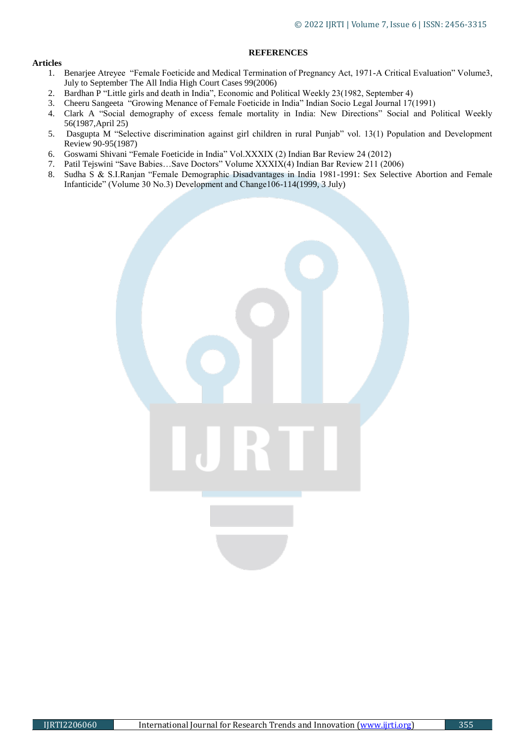## REFERENCES

**Articles**

1. Benarjee Atreyee "Female Foeticide and Medical Termination of Pregnancy Act, 1971-A Critical Evaluation" Volume3, July to September The All India High Court Cases 99(2006)
2. Bardhan P "Little girls and death in India", Economic and Political Weekly 23(1982, September 4)
3. Cheeru Sangeeta "Growing Menance of Female Foeticide in India" Indian Socio Legal Journal 17(1991)
4. Clark A "Social demography of excess female mortality in India: New Directions" Social and Political Weekly 56(1987,April 25)
5. Dasgupta M "Selective discrimination against girl children in rural Punjab" vol. 13(1) Population and Development Review 90-95(1987)
6. Goswami Shivani "Female Foeticide in India" Vol.XXXIX (2) Indian Bar Review 24 (2012)
7. Patil Tejswini "Save Babies…Save Doctors" Volume XXXIX(4) Indian Bar Review 211 (2006)
8. Sudha S & S.I.Ranjan "Female Demographic Disadvantages in India 1981-1991: Sex Selective Abortion and Female Infanticide" (Volume 30 No.3) Development and Change106-114(1999, 3 July)